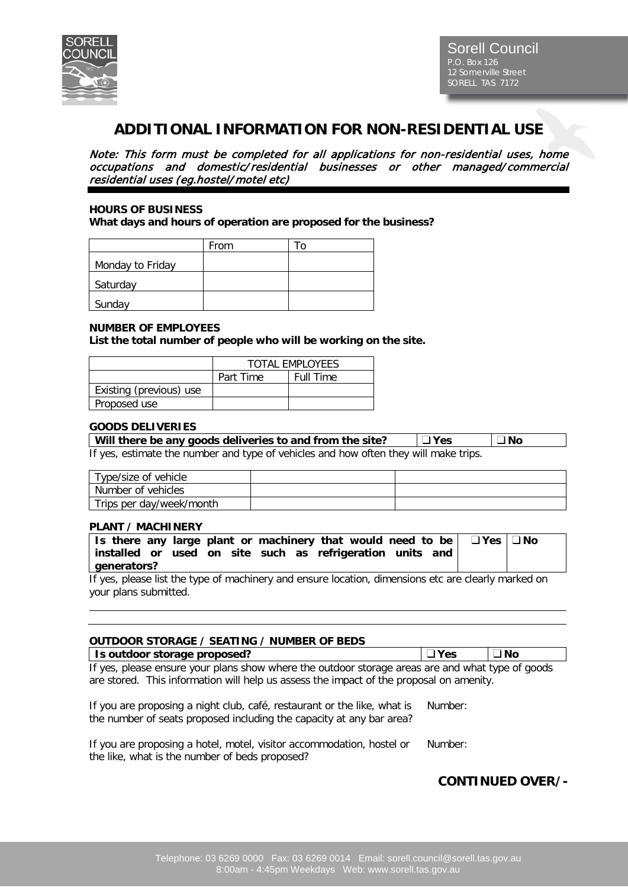Sorell Council
P.O. Box 126
12 Somerville Street
SORELL TAS 7172

# ADDITIONAL INFORMATION FOR NON-RESIDENTIAL USE

*Note: This form must be completed for all applications for non-residential uses, home occupations and domestic/residential businesses or other managed/commercial residential uses (eg.hostel/motel etc)*

**HOURS OF BUSINESS**
**What days and hours of operation are proposed for the business?**

| | From | To |
|---|---|---|
| Monday to Friday | | |
| Saturday | | |
| Sunday | | |

**NUMBER OF EMPLOYEES**
**List the total number of people who will be working on the site.**

| | TOTAL EMPLOYEES | |
|---|---|---|
| | Part Time | Full Time |
| Existing (previous) use | | |
| Proposed use | | |

**GOODS DELIVERIES**

| Will there be any goods deliveries to and from the site? | ❑ Yes | ❑ No |
|---|---|---|

If yes, estimate the number and type of vehicles and how often they will make trips.

| Type/size of vehicle | | |
|---|---|---|
| Number of vehicles | | |
| Trips per day/week/month | | |

**PLANT / MACHINERY**

| Is there any large plant or machinery that would need to be installed or used on site such as refrigeration units and generators? | ❑ Yes | ❑ No |
|---|---|---|

If yes, please list the type of machinery and ensure location, dimensions etc are clearly marked on your plans submitted.

**OUTDOOR STORAGE / SEATING / NUMBER OF BEDS**

| Is outdoor storage proposed? | ❑ Yes | ❑ No |
|---|---|---|

If yes, please ensure your plans show where the outdoor storage areas are and what type of goods are stored. This information will help us assess the impact of the proposal on amenity.

If you are proposing a night club, café, restaurant or the like, what is the number of seats proposed including the capacity at any bar area? Number:

If you are proposing a hotel, motel, visitor accommodation, hostel or the like, what is the number of beds proposed? Number:

**CONTINUED OVER/-**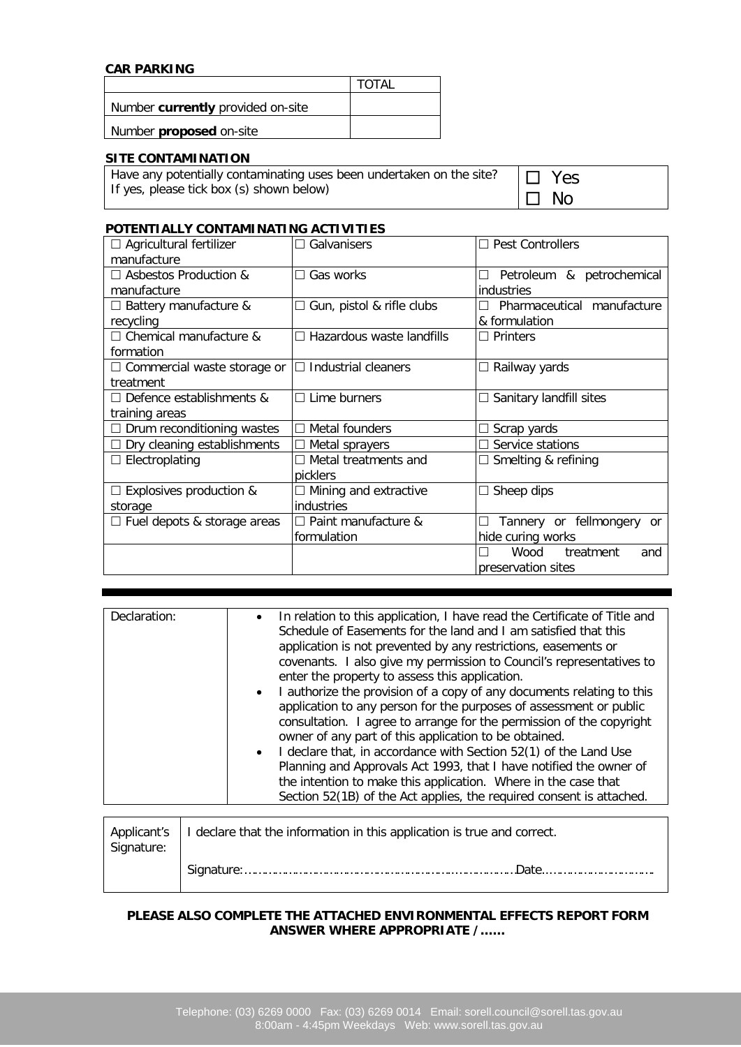**CAR PARKING**

| | TOTAL |
|---|---|
| Number **currently** provided on-site | |
| Number **proposed** on-site | |

**SITE CONTAMINATION**

| Have any potentially contaminating uses been undertaken on the site? If yes, please tick box (s) shown below) | ☐ Yes ☐ No |
|---|---|

**POTENTIALLY CONTAMINATING ACTIVITIES**

| | | |
|---|---|---|
| ☐ Agricultural fertilizer manufacture | ☐ Galvanisers | ☐ Pest Controllers |
| ☐ Asbestos Production & manufacture | ☐ Gas works | ☐ Petroleum & petrochemical industries |
| ☐ Battery manufacture & recycling | ☐ Gun, pistol & rifle clubs | ☐ Pharmaceutical manufacture & formulation |
| ☐ Chemical manufacture & formation | ☐ Hazardous waste landfills | ☐ Printers |
| ☐ Commercial waste storage or treatment | ☐ Industrial cleaners | ☐ Railway yards |
| ☐ Defence establishments & training areas | ☐ Lime burners | ☐ Sanitary landfill sites |
| ☐ Drum reconditioning wastes | ☐ Metal founders | ☐ Scrap yards |
| ☐ Dry cleaning establishments | ☐ Metal sprayers | ☐ Service stations |
| ☐ Electroplating | ☐ Metal treatments and picklers | ☐ Smelting & refining |
| ☐ Explosives production & storage | ☐ Mining and extractive industries | ☐ Sheep dips |
| ☐ Fuel depots & storage areas | ☐ Paint manufacture & formulation | ☐ Tannery or fellmongery or hide curing works |
| | | ☐ Wood treatment and preservation sites |

---

| Declaration: | • In relation to this application, I have read the Certificate of Title and Schedule of Easements for the land and I am satisfied that this application is not prevented by any restrictions, easements or covenants. I also give my permission to Council's representatives to enter the property to assess this application.<br>• I authorize the provision of a copy of any documents relating to this application to any person for the purposes of assessment or public consultation. I agree to arrange for the permission of the copyright owner of any part of this application to be obtained.<br>• I declare that, in accordance with Section 52(1) of the Land Use Planning and Approvals Act 1993, that I have notified the owner of the intention to make this application. Where in the case that Section 52(1B) of the Act applies, the required consent is attached. |
|---|---|

| Applicant's Signature: | I declare that the information in this application is true and correct.<br><br>Signature:……………………………………………………………………Date………………………… |
|---|---|

**PLEASE ALSO COMPLETE THE ATTACHED ENVIRONMENTAL EFFECTS REPORT FORM ANSWER WHERE APPROPRIATE /……**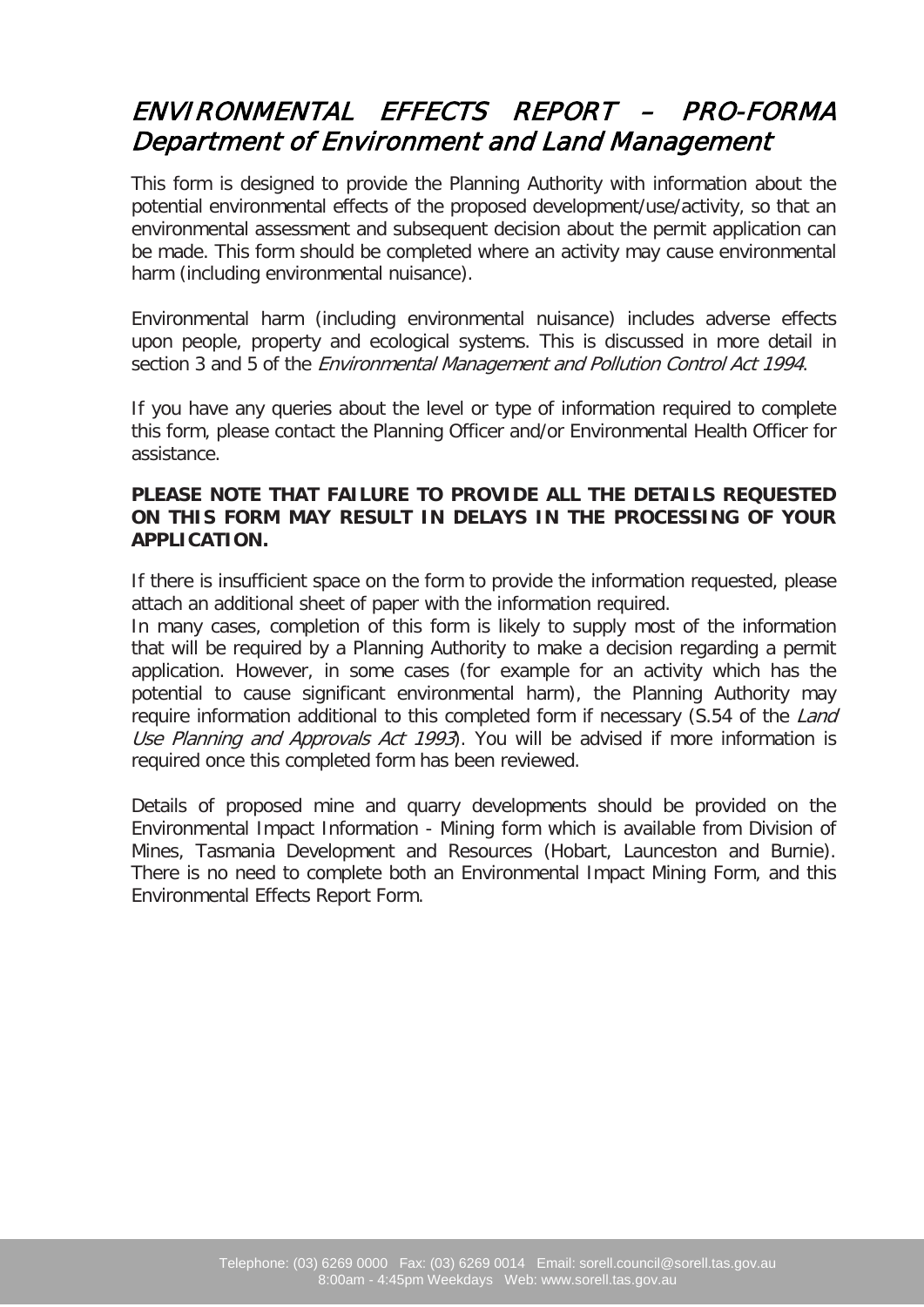# *ENVIRONMENTAL EFFECTS REPORT – PRO-FORMA*
## *Department of Environment and Land Management*

This form is designed to provide the Planning Authority with information about the potential environmental effects of the proposed development/use/activity, so that an environmental assessment and subsequent decision about the permit application can be made. This form should be completed where an activity may cause environmental harm (including environmental nuisance).

Environmental harm (including environmental nuisance) includes adverse effects upon people, property and ecological systems. This is discussed in more detail in section 3 and 5 of the *Environmental Management and Pollution Control Act 1994*.

If you have any queries about the level or type of information required to complete this form, please contact the Planning Officer and/or Environmental Health Officer for assistance.

**PLEASE NOTE THAT FAILURE TO PROVIDE ALL THE DETAILS REQUESTED ON THIS FORM MAY RESULT IN DELAYS IN THE PROCESSING OF YOUR APPLICATION.**

If there is insufficient space on the form to provide the information requested, please attach an additional sheet of paper with the information required.
In many cases, completion of this form is likely to supply most of the information that will be required by a Planning Authority to make a decision regarding a permit application. However, in some cases (for example for an activity which has the potential to cause significant environmental harm), the Planning Authority may require information additional to this completed form if necessary (S.54 of the *Land Use Planning and Approvals Act 1993*). You will be advised if more information is required once this completed form has been reviewed.

Details of proposed mine and quarry developments should be provided on the Environmental Impact Information - Mining form which is available from Division of Mines, Tasmania Development and Resources (Hobart, Launceston and Burnie). There is no need to complete both an Environmental Impact Mining Form, and this Environmental Effects Report Form.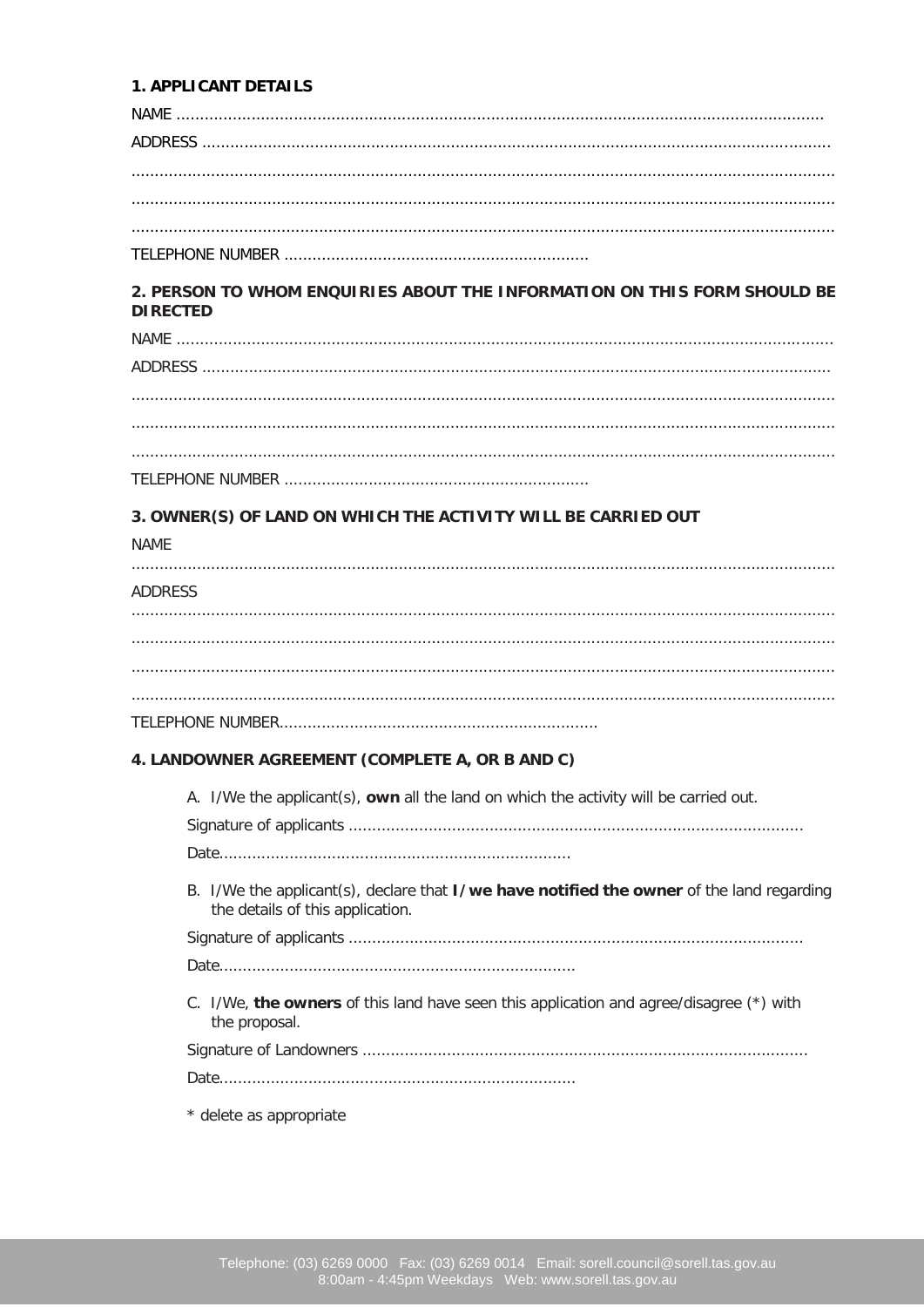## 1. APPLICANT DETAILS

NAME ........................................................................................................................................

ADDRESS ...................................................................................................................................

...................................................................................................................................................

...................................................................................................................................................

...................................................................................................................................................

TELEPHONE NUMBER ................................................................

## 2. PERSON TO WHOM ENQUIRIES ABOUT THE INFORMATION ON THIS FORM SHOULD BE DIRECTED

NAME ........................................................................................................................................

ADDRESS ...................................................................................................................................

...................................................................................................................................................

...................................................................................................................................................

...................................................................................................................................................

TELEPHONE NUMBER ................................................................

## 3. OWNER(S) OF LAND ON WHICH THE ACTIVITY WILL BE CARRIED OUT

NAME

...................................................................................................................................................

ADDRESS

...................................................................................................................................................

...................................................................................................................................................

...................................................................................................................................................

...................................................................................................................................................

TELEPHONE NUMBER..................................................................

## 4. LANDOWNER AGREEMENT (COMPLETE A, OR B AND C)

A. I/We the applicant(s), **own** all the land on which the activity will be carried out.

Signature of applicants ...............................................................................................

Date..........................................................................

B. I/We the applicant(s), declare that **I/we have notified the owner** of the land regarding the details of this application.

Signature of applicants ...............................................................................................

Date..........................................................................

C. I/We, **the owners** of this land have seen this application and agree/disagree (*) with the proposal.

Signature of Landowners .............................................................................................

Date..........................................................................

* delete as appropriate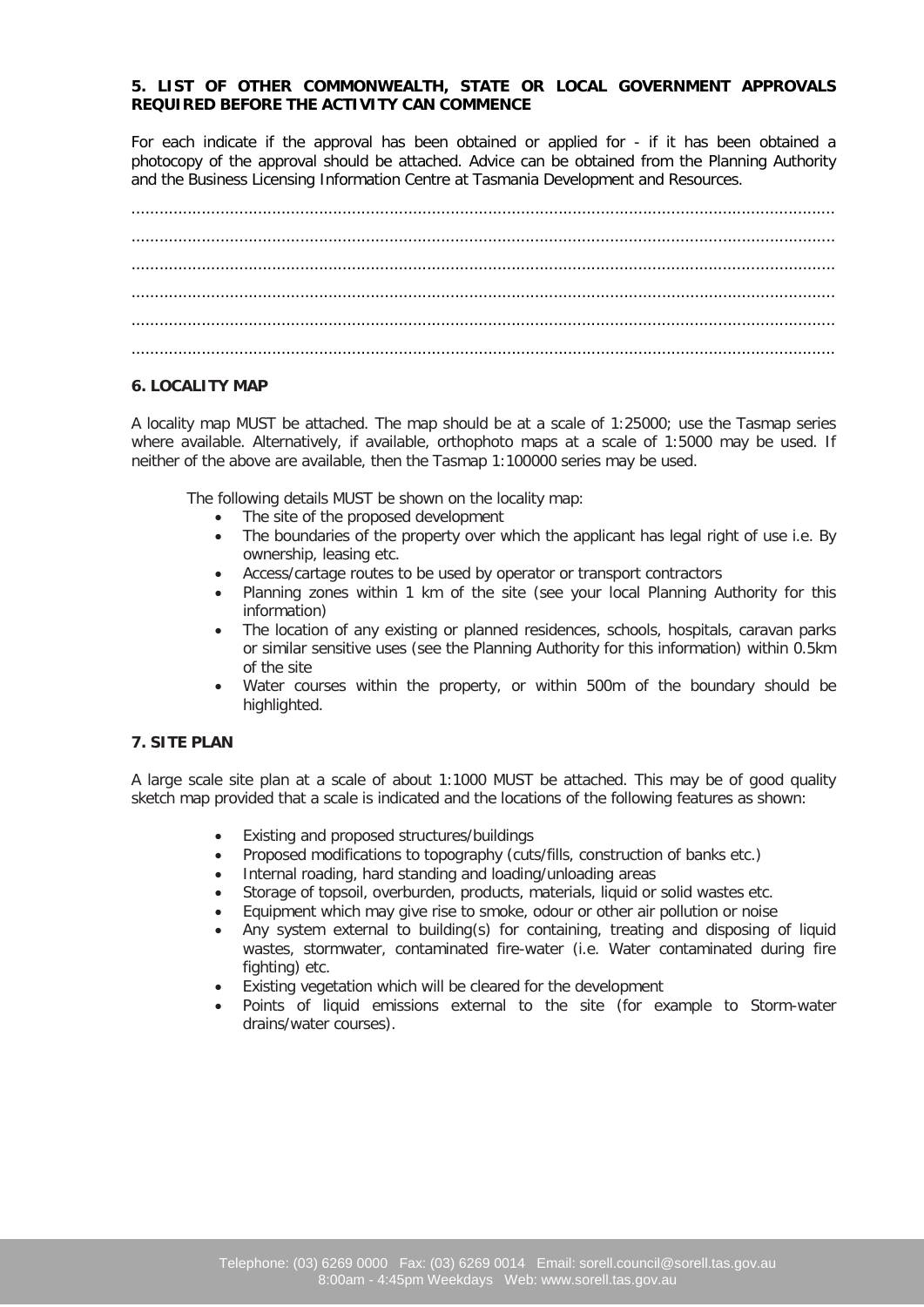**5. LIST OF OTHER COMMONWEALTH, STATE OR LOCAL GOVERNMENT APPROVALS REQUIRED BEFORE THE ACTIVITY CAN COMMENCE**

For each indicate if the approval has been obtained or applied for - if it has been obtained a photocopy of the approval should be attached. Advice can be obtained from the Planning Authority and the Business Licensing Information Centre at Tasmania Development and Resources.

.....................................................................................................................................................

.....................................................................................................................................................

.....................................................................................................................................................

.....................................................................................................................................................

.....................................................................................................................................................

.....................................................................................................................................................

**6. LOCALITY MAP**

A locality map MUST be attached. The map should be at a scale of 1:25000; use the Tasmap series where available. Alternatively, if available, orthophoto maps at a scale of 1:5000 may be used. If neither of the above are available, then the Tasmap 1:100000 series may be used.

The following details MUST be shown on the locality map:

- The site of the proposed development
- The boundaries of the property over which the applicant has legal right of use i.e. By ownership, leasing etc.
- Access/cartage routes to be used by operator or transport contractors
- Planning zones within 1 km of the site (see your local Planning Authority for this information)
- The location of any existing or planned residences, schools, hospitals, caravan parks or similar sensitive uses (see the Planning Authority for this information) within 0.5km of the site
- Water courses within the property, or within 500m of the boundary should be highlighted.

**7. SITE PLAN**

A large scale site plan at a scale of about 1:1000 MUST be attached. This may be of good quality sketch map provided that a scale is indicated and the locations of the following features as shown:

- Existing and proposed structures/buildings
- Proposed modifications to topography (cuts/fills, construction of banks etc.)
- Internal roading, hard standing and loading/unloading areas
- Storage of topsoil, overburden, products, materials, liquid or solid wastes etc.
- Equipment which may give rise to smoke, odour or other air pollution or noise
- Any system external to building(s) for containing, treating and disposing of liquid wastes, stormwater, contaminated fire-water (i.e. Water contaminated during fire fighting) etc.
- Existing vegetation which will be cleared for the development
- Points of liquid emissions external to the site (for example to Storm-water drains/water courses).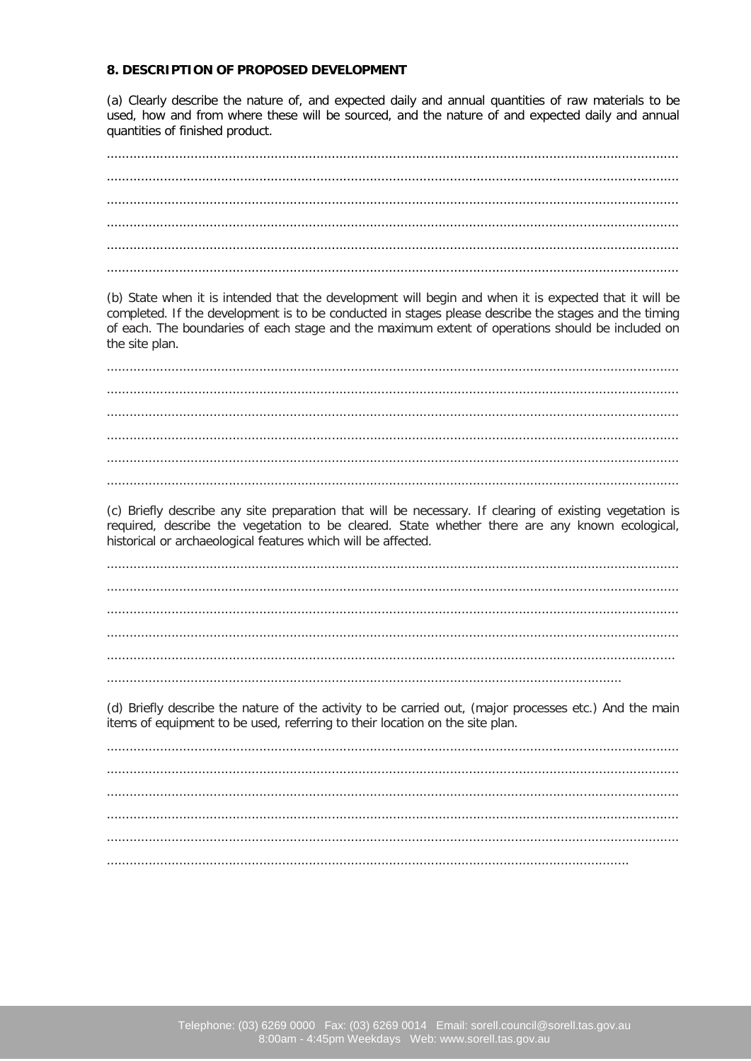## 8. DESCRIPTION OF PROPOSED DEVELOPMENT

(a) Clearly describe the nature of, and expected daily and annual quantities of raw materials to be used, how and from where these will be sourced, and the nature of and expected daily and annual quantities of finished product.

....................................................................................................................................................

....................................................................................................................................................

....................................................................................................................................................

....................................................................................................................................................

....................................................................................................................................................

....................................................................................................................................................

(b) State when it is intended that the development will begin and when it is expected that it will be completed. If the development is to be conducted in stages please describe the stages and the timing of each. The boundaries of each stage and the maximum extent of operations should be included on the site plan.

....................................................................................................................................................

....................................................................................................................................................

....................................................................................................................................................

....................................................................................................................................................

....................................................................................................................................................

....................................................................................................................................................

(c) Briefly describe any site preparation that will be necessary. If clearing of existing vegetation is required, describe the vegetation to be cleared. State whether there are any known ecological, historical or archaeological features which will be affected.

....................................................................................................................................................

....................................................................................................................................................

....................................................................................................................................................

....................................................................................................................................................

....................................................................................................................................................

....................................................................................................................................................

(d) Briefly describe the nature of the activity to be carried out, (major processes etc.) And the main items of equipment to be used, referring to their location on the site plan.

....................................................................................................................................................

....................................................................................................................................................

....................................................................................................................................................

....................................................................................................................................................

....................................................................................................................................................

....................................................................................................................................................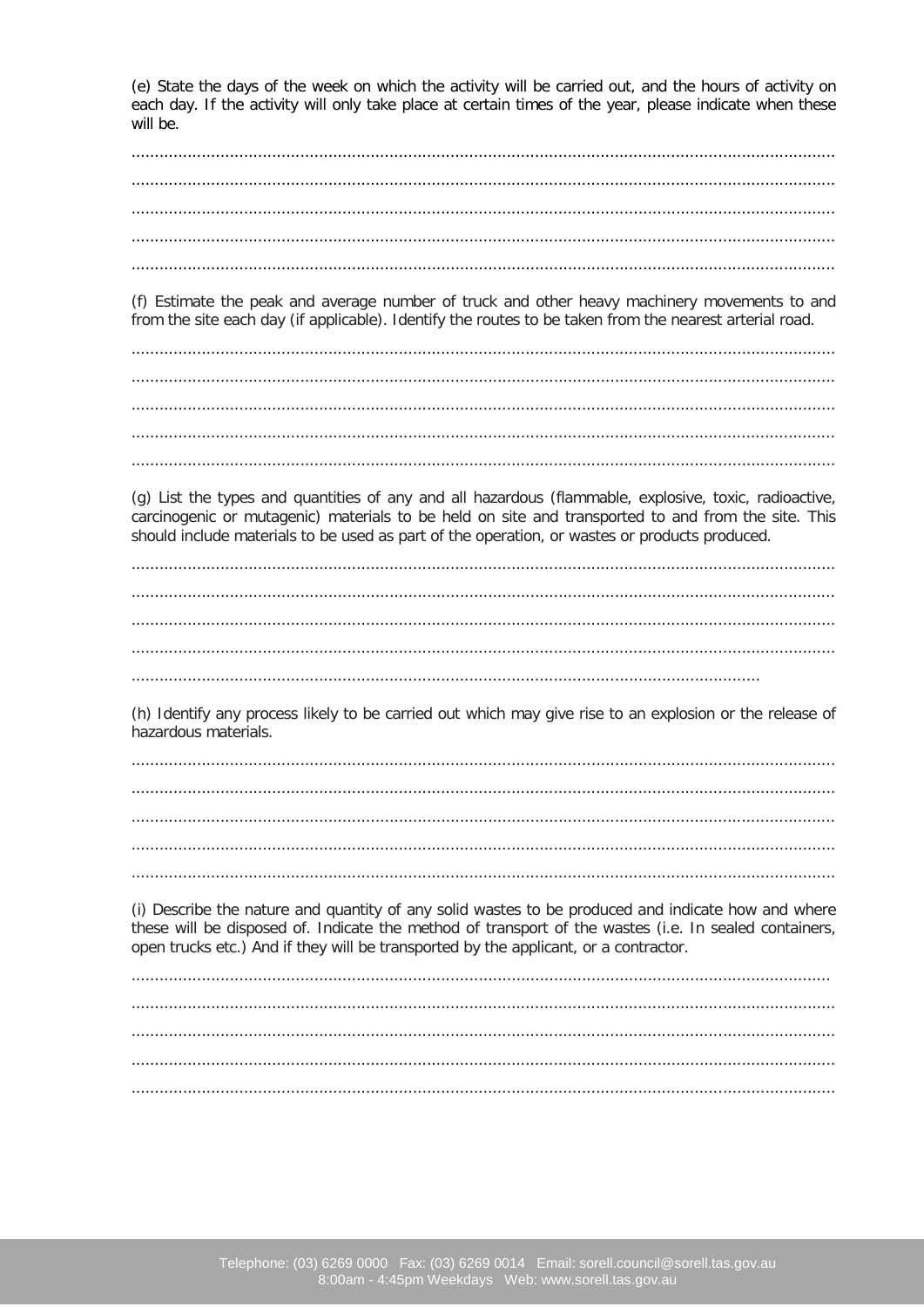(e) State the days of the week on which the activity will be carried out, and the hours of activity on each day. If the activity will only take place at certain times of the year, please indicate when these will be.

.....................................................................................................................................................

.....................................................................................................................................................

.....................................................................................................................................................

.....................................................................................................................................................

.....................................................................................................................................................

(f) Estimate the peak and average number of truck and other heavy machinery movements to and from the site each day (if applicable). Identify the routes to be taken from the nearest arterial road.

.....................................................................................................................................................

.....................................................................................................................................................

.....................................................................................................................................................

.....................................................................................................................................................

.....................................................................................................................................................

(g) List the types and quantities of any and all hazardous (flammable, explosive, toxic, radioactive, carcinogenic or mutagenic) materials to be held on site and transported to and from the site. This should include materials to be used as part of the operation, or wastes or products produced.

.....................................................................................................................................................

.....................................................................................................................................................

.....................................................................................................................................................

.....................................................................................................................................................

.....................................................................................................................................

(h) Identify any process likely to be carried out which may give rise to an explosion or the release of hazardous materials.

.....................................................................................................................................................

.....................................................................................................................................................

.....................................................................................................................................................

.....................................................................................................................................................

.....................................................................................................................................................

(i) Describe the nature and quantity of any solid wastes to be produced and indicate how and where these will be disposed of. Indicate the method of transport of the wastes (i.e. In sealed containers, open trucks etc.) And if they will be transported by the applicant, or a contractor.

....................................................................................................................................................

.....................................................................................................................................................

.....................................................................................................................................................

.....................................................................................................................................................

.....................................................................................................................................................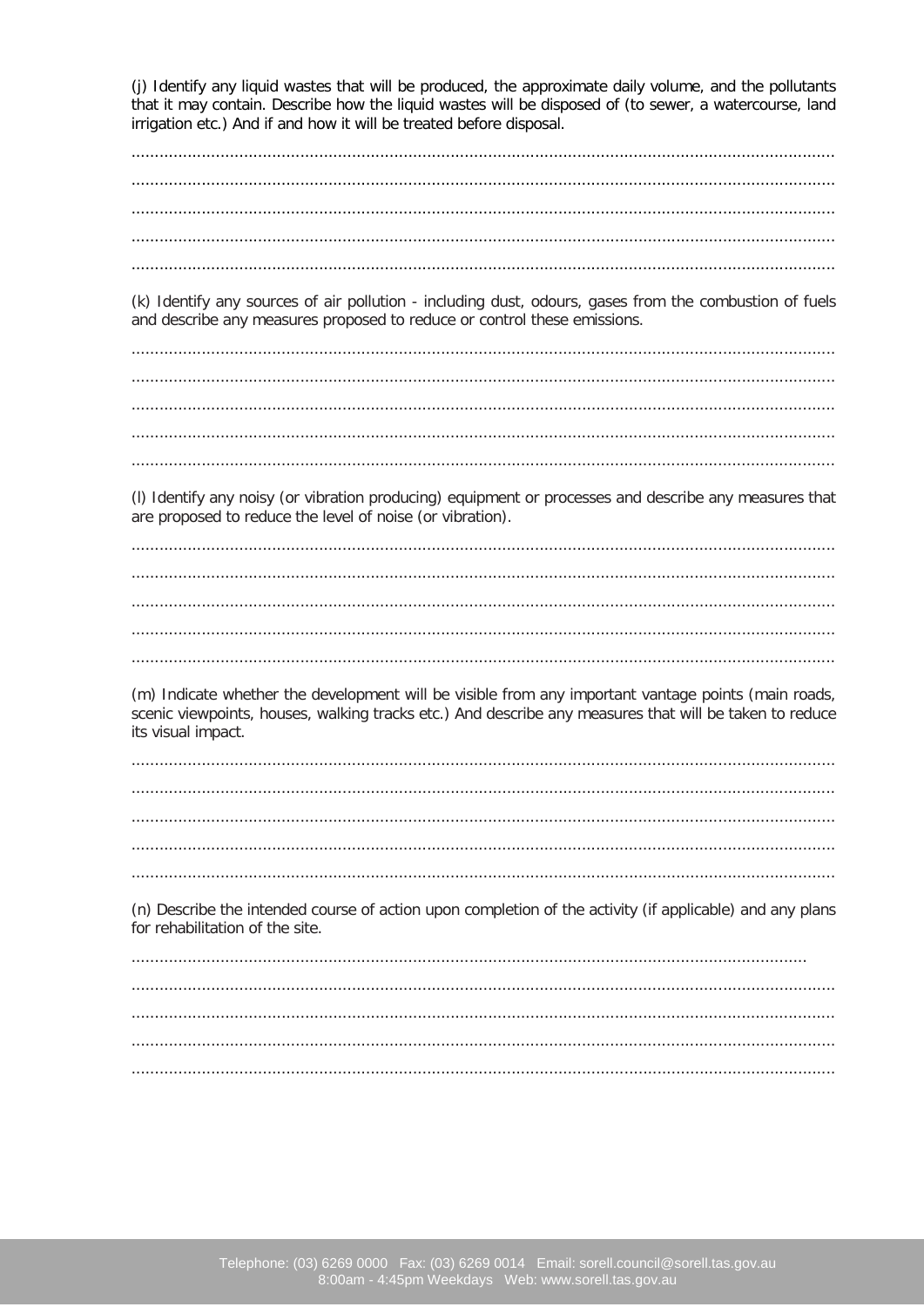(j) Identify any liquid wastes that will be produced, the approximate daily volume, and the pollutants that it may contain. Describe how the liquid wastes will be disposed of (to sewer, a watercourse, land irrigation etc.) And if and how it will be treated before disposal.

.....................................................................................................................................................

.....................................................................................................................................................

.....................................................................................................................................................

.....................................................................................................................................................

.....................................................................................................................................................

(k) Identify any sources of air pollution - including dust, odours, gases from the combustion of fuels and describe any measures proposed to reduce or control these emissions.

.....................................................................................................................................................

.....................................................................................................................................................

.....................................................................................................................................................

.....................................................................................................................................................

.....................................................................................................................................................

(l) Identify any noisy (or vibration producing) equipment or processes and describe any measures that are proposed to reduce the level of noise (or vibration).

.....................................................................................................................................................

.....................................................................................................................................................

.....................................................................................................................................................

.....................................................................................................................................................

.....................................................................................................................................................

(m) Indicate whether the development will be visible from any important vantage points (main roads, scenic viewpoints, houses, walking tracks etc.) And describe any measures that will be taken to reduce its visual impact.

.....................................................................................................................................................

.....................................................................................................................................................

.....................................................................................................................................................

.....................................................................................................................................................

.....................................................................................................................................................

(n) Describe the intended course of action upon completion of the activity (if applicable) and any plans for rehabilitation of the site.

.....................................................................................................................................................

.....................................................................................................................................................

.....................................................................................................................................................

.....................................................................................................................................................

.....................................................................................................................................................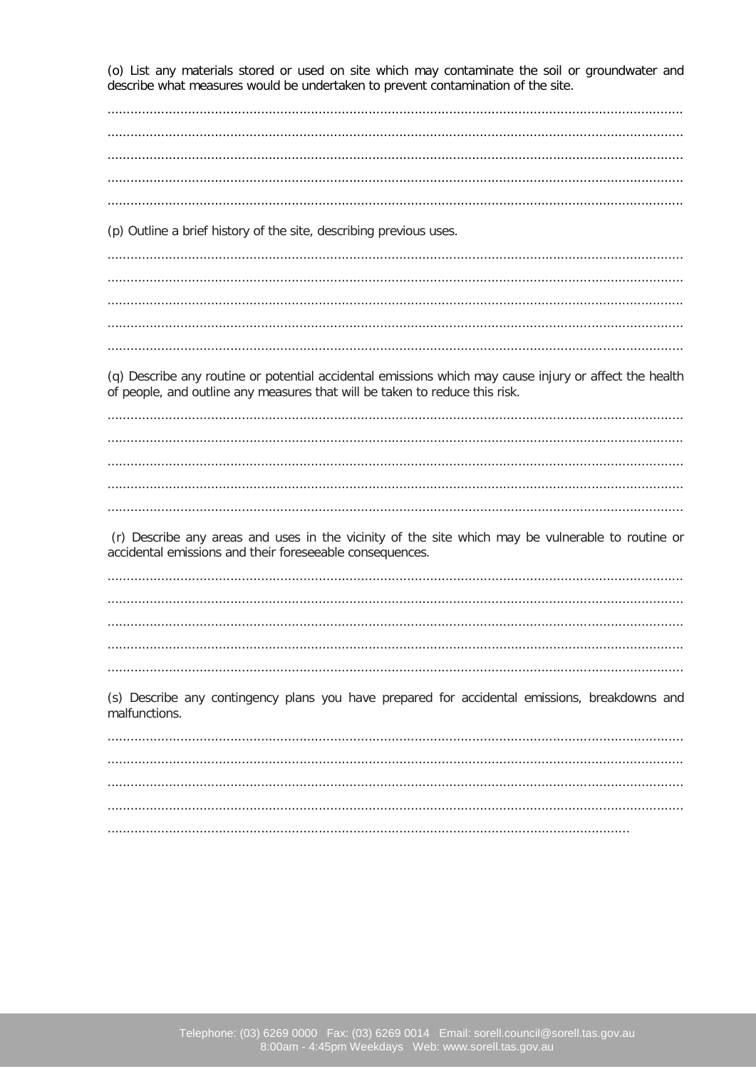(o) List any materials stored or used on site which may contaminate the soil or groundwater and describe what measures would be undertaken to prevent contamination of the site.

....................................................................................................................................................

....................................................................................................................................................

....................................................................................................................................................

....................................................................................................................................................

....................................................................................................................................................

(p) Outline a brief history of the site, describing previous uses.

....................................................................................................................................................

....................................................................................................................................................

....................................................................................................................................................

....................................................................................................................................................

....................................................................................................................................................

(q) Describe any routine or potential accidental emissions which may cause injury or affect the health of people, and outline any measures that will be taken to reduce this risk.

....................................................................................................................................................

....................................................................................................................................................

....................................................................................................................................................

....................................................................................................................................................

....................................................................................................................................................

(r) Describe any areas and uses in the vicinity of the site which may be vulnerable to routine or accidental emissions and their foreseeable consequences.

....................................................................................................................................................

....................................................................................................................................................

....................................................................................................................................................

....................................................................................................................................................

....................................................................................................................................................

(s) Describe any contingency plans you have prepared for accidental emissions, breakdowns and malfunctions.

....................................................................................................................................................

....................................................................................................................................................

....................................................................................................................................................

....................................................................................................................................................

....................................................................................................................................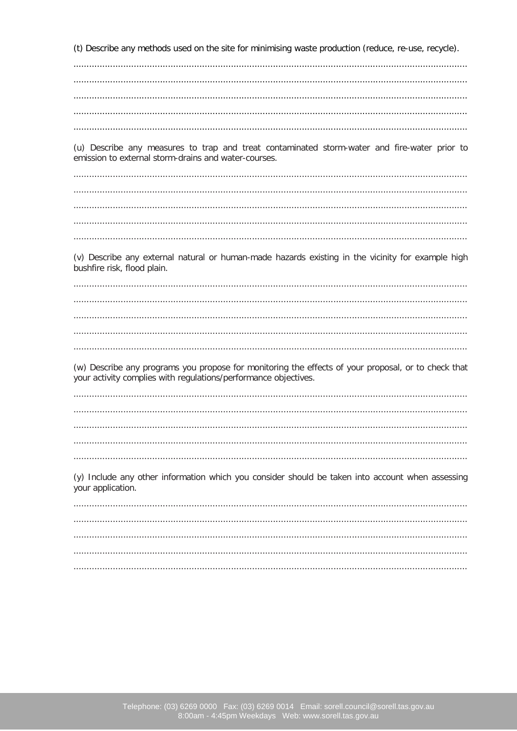(t) Describe any methods used on the site for minimising waste production (reduce, re-use, recycle).

..................................................................................................................................................

..................................................................................................................................................

..................................................................................................................................................

..................................................................................................................................................

..................................................................................................................................................

(u) Describe any measures to trap and treat contaminated storm-water and fire-water prior to emission to external storm-drains and water-courses.

..................................................................................................................................................

..................................................................................................................................................

..................................................................................................................................................

..................................................................................................................................................

..................................................................................................................................................

(v) Describe any external natural or human-made hazards existing in the vicinity for example high bushfire risk, flood plain.

..................................................................................................................................................

..................................................................................................................................................

..................................................................................................................................................

..................................................................................................................................................

..................................................................................................................................................

(w) Describe any programs you propose for monitoring the effects of your proposal, or to check that your activity complies with regulations/performance objectives.

..................................................................................................................................................

..................................................................................................................................................

..................................................................................................................................................

..................................................................................................................................................

..................................................................................................................................................

(y) Include any other information which you consider should be taken into account when assessing your application.

..................................................................................................................................................

..................................................................................................................................................

..................................................................................................................................................

..................................................................................................................................................

..................................................................................................................................................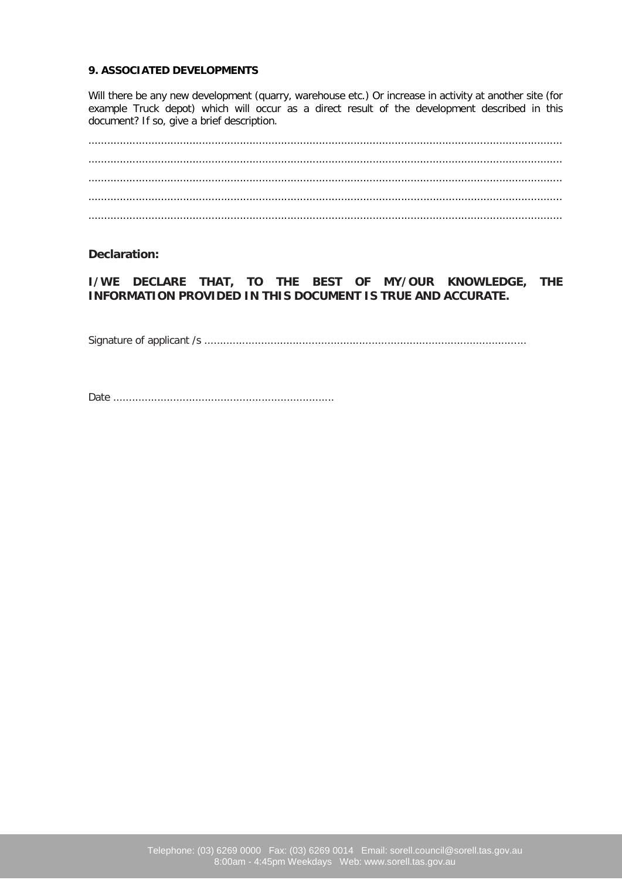**9. ASSOCIATED DEVELOPMENTS**

Will there be any new development (quarry, warehouse etc.) Or increase in activity at another site (for example Truck depot) which will occur as a direct result of the development described in this document? If so, give a brief description.

....................................................................................................................................................

....................................................................................................................................................

....................................................................................................................................................

....................................................................................................................................................

....................................................................................................................................................

**Declaration:**

**I/WE DECLARE THAT, TO THE BEST OF MY/OUR KNOWLEDGE, THE INFORMATION PROVIDED IN THIS DOCUMENT IS TRUE AND ACCURATE.**

Signature of applicant /s .....................................................................................................

Date .....................................................................